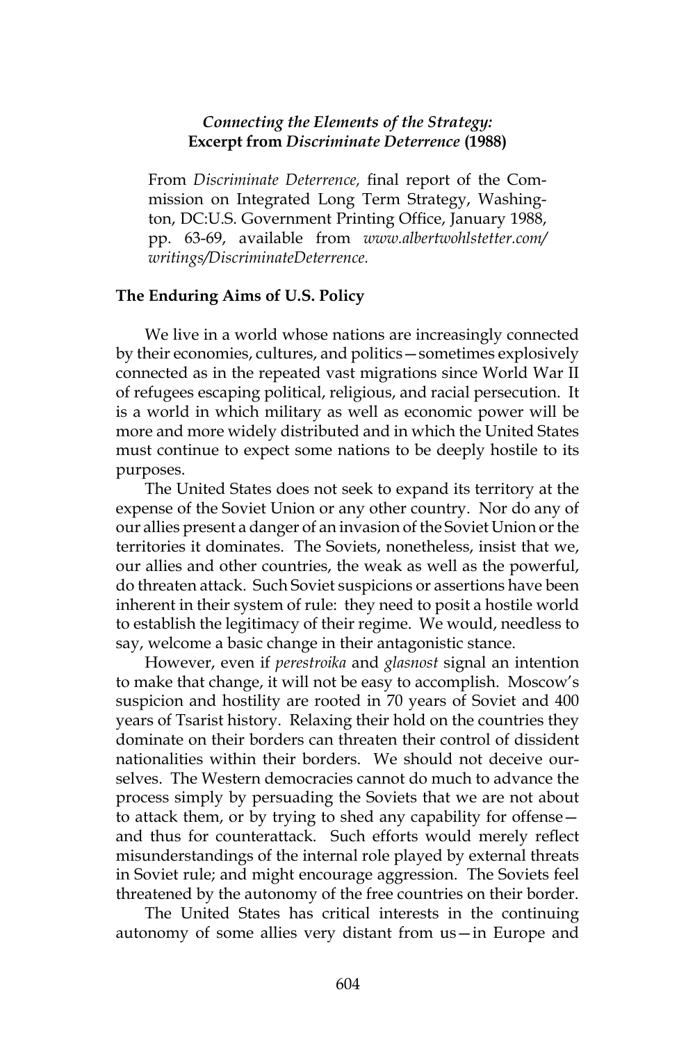### *Connecting the Elements of the Strategy:* **Excerpt from *Discriminate Deterrence* (1988)**

From *Discriminate Deterrence,* final report of the Commission on Integrated Long Term Strategy, Washington, DC:U.S. Government Printing Office, January 1988, pp. 63-69, available from *www.albertwohlstetter.com/writings/DiscriminateDeterrence.*

#### The Enduring Aims of U.S. Policy

We live in a world whose nations are increasingly connected by their economies, cultures, and politics—sometimes explosively connected as in the repeated vast migrations since World War II of refugees escaping political, religious, and racial persecution. It is a world in which military as well as economic power will be more and more widely distributed and in which the United States must continue to expect some nations to be deeply hostile to its purposes.

The United States does not seek to expand its territory at the expense of the Soviet Union or any other country. Nor do any of our allies present a danger of an invasion of the Soviet Union or the territories it dominates. The Soviets, nonetheless, insist that we, our allies and other countries, the weak as well as the powerful, do threaten attack. Such Soviet suspicions or assertions have been inherent in their system of rule: they need to posit a hostile world to establish the legitimacy of their regime. We would, needless to say, welcome a basic change in their antagonistic stance.

However, even if *perestroika* and *glasnost* signal an intention to make that change, it will not be easy to accomplish. Moscow's suspicion and hostility are rooted in 70 years of Soviet and 400 years of Tsarist history. Relaxing their hold on the countries they dominate on their borders can threaten their control of dissident nationalities within their borders. We should not deceive ourselves. The Western democracies cannot do much to advance the process simply by persuading the Soviets that we are not about to attack them, or by trying to shed any capability for offense—and thus for counterattack. Such efforts would merely reflect misunderstandings of the internal role played by external threats in Soviet rule; and might encourage aggression. The Soviets feel threatened by the autonomy of the free countries on their border.

The United States has critical interests in the continuing autonomy of some allies very distant from us—in Europe and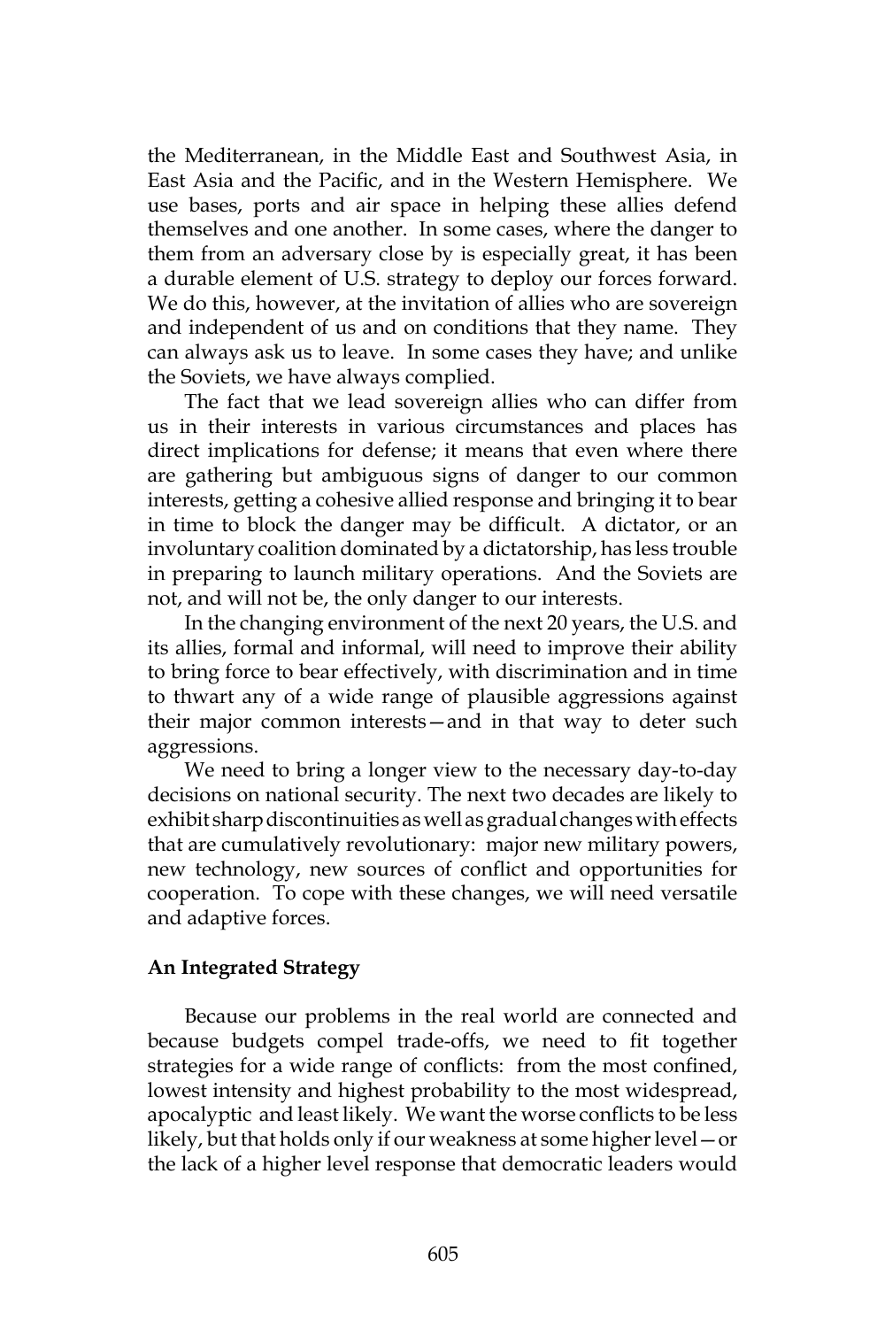the Mediterranean, in the Middle East and Southwest Asia, in East Asia and the Pacific, and in the Western Hemisphere. We use bases, ports and air space in helping these allies defend themselves and one another. In some cases, where the danger to them from an adversary close by is especially great, it has been a durable element of U.S. strategy to deploy our forces forward. We do this, however, at the invitation of allies who are sovereign and independent of us and on conditions that they name. They can always ask us to leave. In some cases they have; and unlike the Soviets, we have always complied.

The fact that we lead sovereign allies who can differ from us in their interests in various circumstances and places has direct implications for defense; it means that even where there are gathering but ambiguous signs of danger to our common interests, getting a cohesive allied response and bringing it to bear in time to block the danger may be difficult. A dictator, or an involuntary coalition dominated by a dictatorship, has less trouble in preparing to launch military operations. And the Soviets are not, and will not be, the only danger to our interests.

In the changing environment of the next 20 years, the U.S. and its allies, formal and informal, will need to improve their ability to bring force to bear effectively, with discrimination and in time to thwart any of a wide range of plausible aggressions against their major common interests—and in that way to deter such aggressions.

We need to bring a longer view to the necessary day-to-day decisions on national security. The next two decades are likely to exhibit sharp discontinuities as well as gradual changes with effects that are cumulatively revolutionary: major new military powers, new technology, new sources of conflict and opportunities for cooperation. To cope with these changes, we will need versatile and adaptive forces.

**An Integrated Strategy**

Because our problems in the real world are connected and because budgets compel trade-offs, we need to fit together strategies for a wide range of conflicts: from the most confined, lowest intensity and highest probability to the most widespread, apocalyptic and least likely. We want the worse conflicts to be less likely, but that holds only if our weakness at some higher level—or the lack of a higher level response that democratic leaders would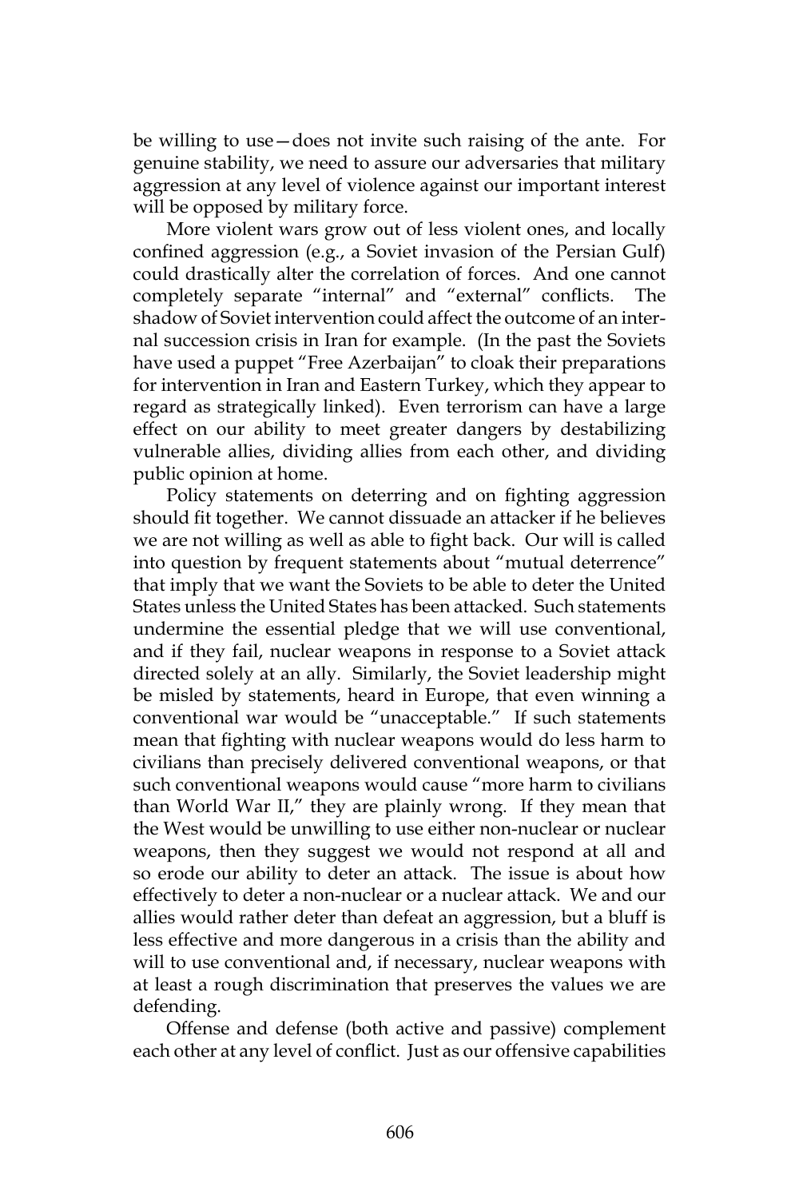be willing to use—does not invite such raising of the ante. For genuine stability, we need to assure our adversaries that military aggression at any level of violence against our important interest will be opposed by military force.

More violent wars grow out of less violent ones, and locally confined aggression (e.g., a Soviet invasion of the Persian Gulf) could drastically alter the correlation of forces. And one cannot completely separate "internal" and "external" conflicts. The shadow of Soviet intervention could affect the outcome of an internal succession crisis in Iran for example. (In the past the Soviets have used a puppet "Free Azerbaijan" to cloak their preparations for intervention in Iran and Eastern Turkey, which they appear to regard as strategically linked). Even terrorism can have a large effect on our ability to meet greater dangers by destabilizing vulnerable allies, dividing allies from each other, and dividing public opinion at home.

Policy statements on deterring and on fighting aggression should fit together. We cannot dissuade an attacker if he believes we are not willing as well as able to fight back. Our will is called into question by frequent statements about "mutual deterrence" that imply that we want the Soviets to be able to deter the United States unless the United States has been attacked. Such statements undermine the essential pledge that we will use conventional, and if they fail, nuclear weapons in response to a Soviet attack directed solely at an ally. Similarly, the Soviet leadership might be misled by statements, heard in Europe, that even winning a conventional war would be "unacceptable." If such statements mean that fighting with nuclear weapons would do less harm to civilians than precisely delivered conventional weapons, or that such conventional weapons would cause "more harm to civilians than World War II," they are plainly wrong. If they mean that the West would be unwilling to use either non-nuclear or nuclear weapons, then they suggest we would not respond at all and so erode our ability to deter an attack. The issue is about how effectively to deter a non-nuclear or a nuclear attack. We and our allies would rather deter than defeat an aggression, but a bluff is less effective and more dangerous in a crisis than the ability and will to use conventional and, if necessary, nuclear weapons with at least a rough discrimination that preserves the values we are defending.

Offense and defense (both active and passive) complement each other at any level of conflict. Just as our offensive capabilities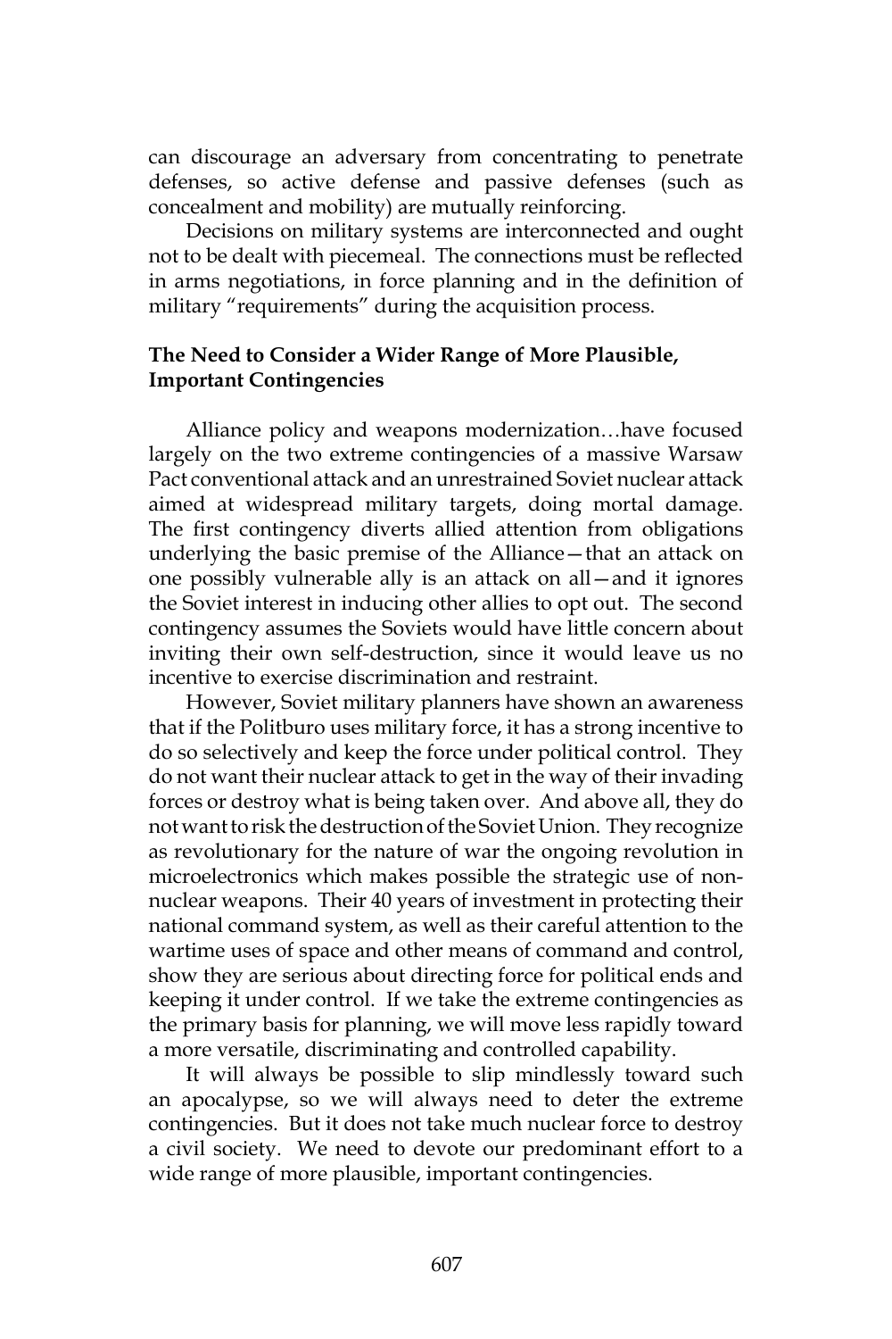can discourage an adversary from concentrating to penetrate defenses, so active defense and passive defenses (such as concealment and mobility) are mutually reinforcing.

Decisions on military systems are interconnected and ought not to be dealt with piecemeal. The connections must be reflected in arms negotiations, in force planning and in the definition of military "requirements" during the acquisition process.

### The Need to Consider a Wider Range of More Plausible, Important Contingencies

Alliance policy and weapons modernization…have focused largely on the two extreme contingencies of a massive Warsaw Pact conventional attack and an unrestrained Soviet nuclear attack aimed at widespread military targets, doing mortal damage. The first contingency diverts allied attention from obligations underlying the basic premise of the Alliance—that an attack on one possibly vulnerable ally is an attack on all—and it ignores the Soviet interest in inducing other allies to opt out. The second contingency assumes the Soviets would have little concern about inviting their own self-destruction, since it would leave us no incentive to exercise discrimination and restraint.

However, Soviet military planners have shown an awareness that if the Politburo uses military force, it has a strong incentive to do so selectively and keep the force under political control. They do not want their nuclear attack to get in the way of their invading forces or destroy what is being taken over. And above all, they do not want to risk the destruction of the Soviet Union. They recognize as revolutionary for the nature of war the ongoing revolution in microelectronics which makes possible the strategic use of non-nuclear weapons. Their 40 years of investment in protecting their national command system, as well as their careful attention to the wartime uses of space and other means of command and control, show they are serious about directing force for political ends and keeping it under control. If we take the extreme contingencies as the primary basis for planning, we will move less rapidly toward a more versatile, discriminating and controlled capability.

It will always be possible to slip mindlessly toward such an apocalypse, so we will always need to deter the extreme contingencies. But it does not take much nuclear force to destroy a civil society. We need to devote our predominant effort to a wide range of more plausible, important contingencies.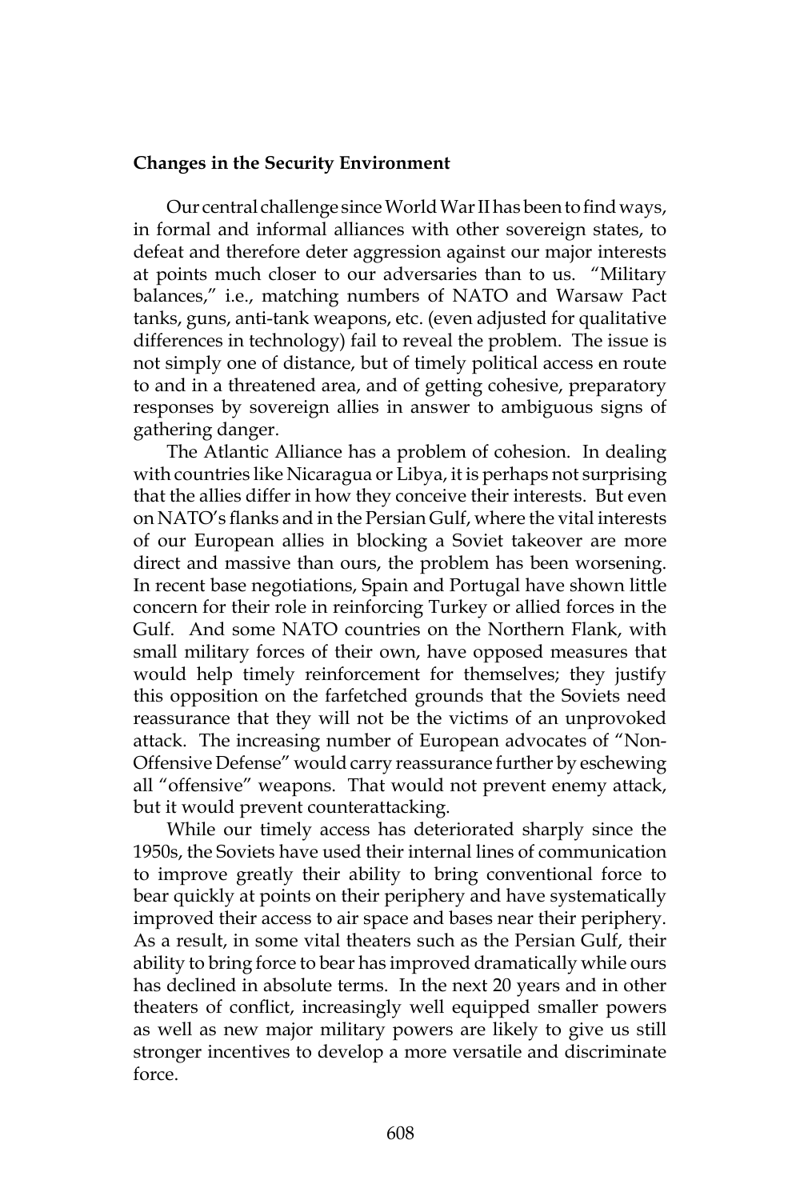**Changes in the Security Environment**

Our central challenge since World War II has been to find ways, in formal and informal alliances with other sovereign states, to defeat and therefore deter aggression against our major interests at points much closer to our adversaries than to us. "Military balances," i.e., matching numbers of NATO and Warsaw Pact tanks, guns, anti-tank weapons, etc. (even adjusted for qualitative differences in technology) fail to reveal the problem. The issue is not simply one of distance, but of timely political access en route to and in a threatened area, and of getting cohesive, preparatory responses by sovereign allies in answer to ambiguous signs of gathering danger.

The Atlantic Alliance has a problem of cohesion. In dealing with countries like Nicaragua or Libya, it is perhaps not surprising that the allies differ in how they conceive their interests. But even on NATO's flanks and in the Persian Gulf, where the vital interests of our European allies in blocking a Soviet takeover are more direct and massive than ours, the problem has been worsening. In recent base negotiations, Spain and Portugal have shown little concern for their role in reinforcing Turkey or allied forces in the Gulf. And some NATO countries on the Northern Flank, with small military forces of their own, have opposed measures that would help timely reinforcement for themselves; they justify this opposition on the farfetched grounds that the Soviets need reassurance that they will not be the victims of an unprovoked attack. The increasing number of European advocates of "Non-Offensive Defense" would carry reassurance further by eschewing all "offensive" weapons. That would not prevent enemy attack, but it would prevent counterattacking.

While our timely access has deteriorated sharply since the 1950s, the Soviets have used their internal lines of communication to improve greatly their ability to bring conventional force to bear quickly at points on their periphery and have systematically improved their access to air space and bases near their periphery. As a result, in some vital theaters such as the Persian Gulf, their ability to bring force to bear has improved dramatically while ours has declined in absolute terms. In the next 20 years and in other theaters of conflict, increasingly well equipped smaller powers as well as new major military powers are likely to give us still stronger incentives to develop a more versatile and discriminate force.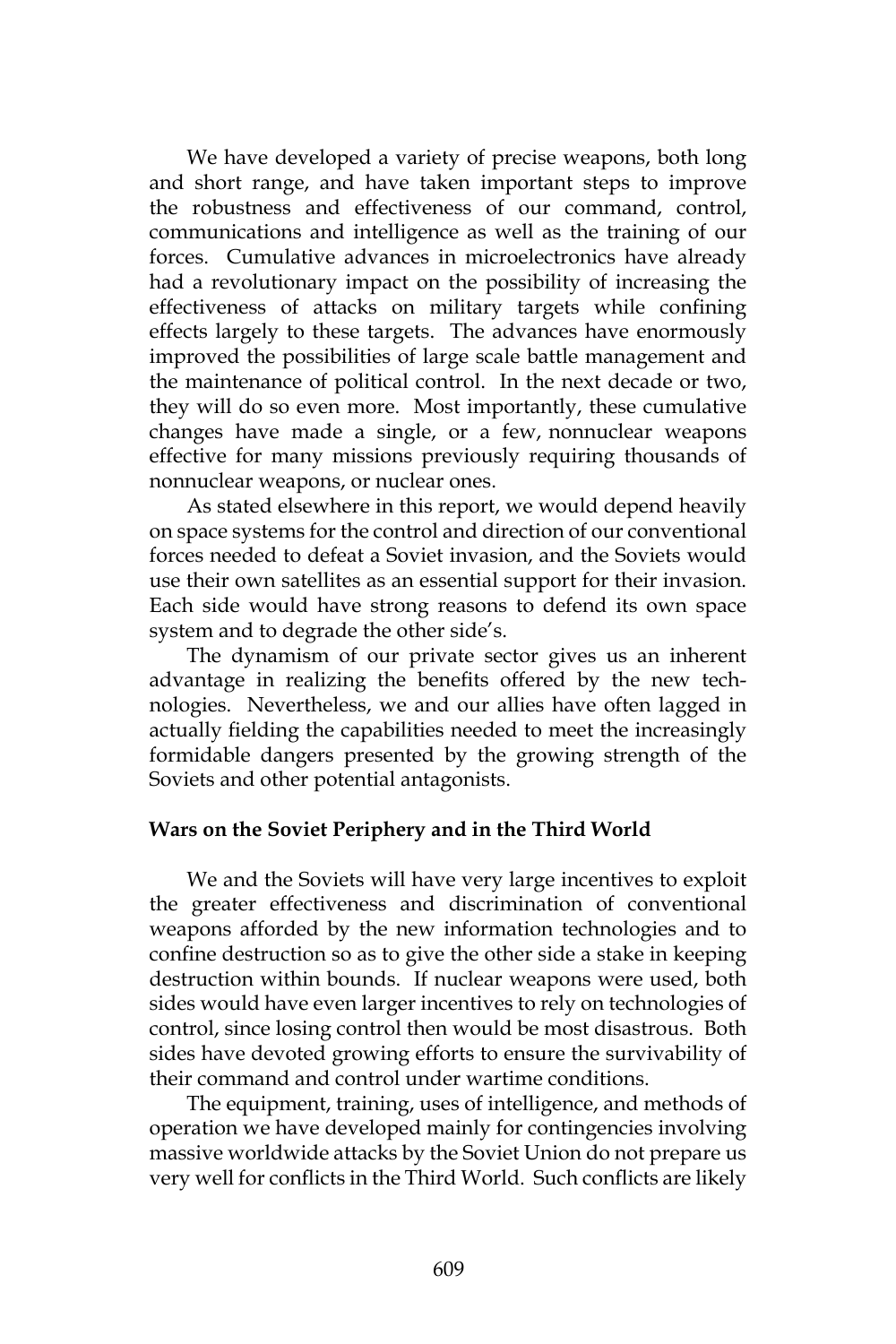We have developed a variety of precise weapons, both long and short range, and have taken important steps to improve the robustness and effectiveness of our command, control, communications and intelligence as well as the training of our forces. Cumulative advances in microelectronics have already had a revolutionary impact on the possibility of increasing the effectiveness of attacks on military targets while confining effects largely to these targets. The advances have enormously improved the possibilities of large scale battle management and the maintenance of political control. In the next decade or two, they will do so even more. Most importantly, these cumulative changes have made a single, or a few, nonnuclear weapons effective for many missions previously requiring thousands of nonnuclear weapons, or nuclear ones.

As stated elsewhere in this report, we would depend heavily on space systems for the control and direction of our conventional forces needed to defeat a Soviet invasion, and the Soviets would use their own satellites as an essential support for their invasion. Each side would have strong reasons to defend its own space system and to degrade the other side's.

The dynamism of our private sector gives us an inherent advantage in realizing the benefits offered by the new technologies. Nevertheless, we and our allies have often lagged in actually fielding the capabilities needed to meet the increasingly formidable dangers presented by the growing strength of the Soviets and other potential antagonists.

**Wars on the Soviet Periphery and in the Third World**

We and the Soviets will have very large incentives to exploit the greater effectiveness and discrimination of conventional weapons afforded by the new information technologies and to confine destruction so as to give the other side a stake in keeping destruction within bounds. If nuclear weapons were used, both sides would have even larger incentives to rely on technologies of control, since losing control then would be most disastrous. Both sides have devoted growing efforts to ensure the survivability of their command and control under wartime conditions.

The equipment, training, uses of intelligence, and methods of operation we have developed mainly for contingencies involving massive worldwide attacks by the Soviet Union do not prepare us very well for conflicts in the Third World. Such conflicts are likely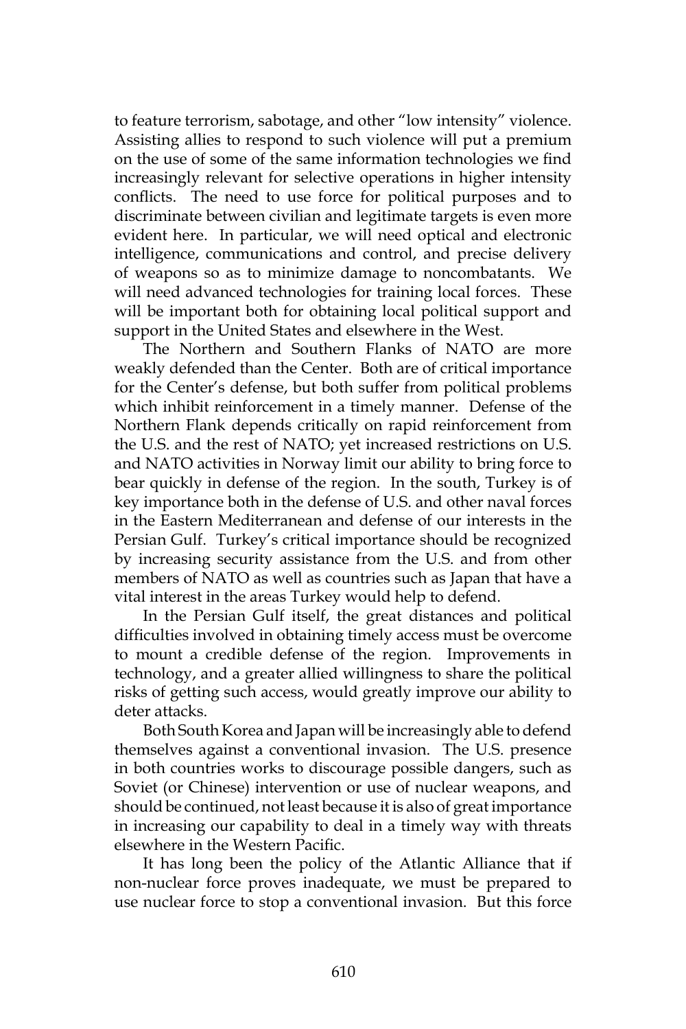to feature terrorism, sabotage, and other "low intensity" violence. Assisting allies to respond to such violence will put a premium on the use of some of the same information technologies we find increasingly relevant for selective operations in higher intensity conflicts. The need to use force for political purposes and to discriminate between civilian and legitimate targets is even more evident here. In particular, we will need optical and electronic intelligence, communications and control, and precise delivery of weapons so as to minimize damage to noncombatants. We will need advanced technologies for training local forces. These will be important both for obtaining local political support and support in the United States and elsewhere in the West.

The Northern and Southern Flanks of NATO are more weakly defended than the Center. Both are of critical importance for the Center's defense, but both suffer from political problems which inhibit reinforcement in a timely manner. Defense of the Northern Flank depends critically on rapid reinforcement from the U.S. and the rest of NATO; yet increased restrictions on U.S. and NATO activities in Norway limit our ability to bring force to bear quickly in defense of the region. In the south, Turkey is of key importance both in the defense of U.S. and other naval forces in the Eastern Mediterranean and defense of our interests in the Persian Gulf. Turkey's critical importance should be recognized by increasing security assistance from the U.S. and from other members of NATO as well as countries such as Japan that have a vital interest in the areas Turkey would help to defend.

In the Persian Gulf itself, the great distances and political difficulties involved in obtaining timely access must be overcome to mount a credible defense of the region. Improvements in technology, and a greater allied willingness to share the political risks of getting such access, would greatly improve our ability to deter attacks.

Both South Korea and Japan will be increasingly able to defend themselves against a conventional invasion. The U.S. presence in both countries works to discourage possible dangers, such as Soviet (or Chinese) intervention or use of nuclear weapons, and should be continued, not least because it is also of great importance in increasing our capability to deal in a timely way with threats elsewhere in the Western Pacific.

It has long been the policy of the Atlantic Alliance that if non-nuclear force proves inadequate, we must be prepared to use nuclear force to stop a conventional invasion. But this force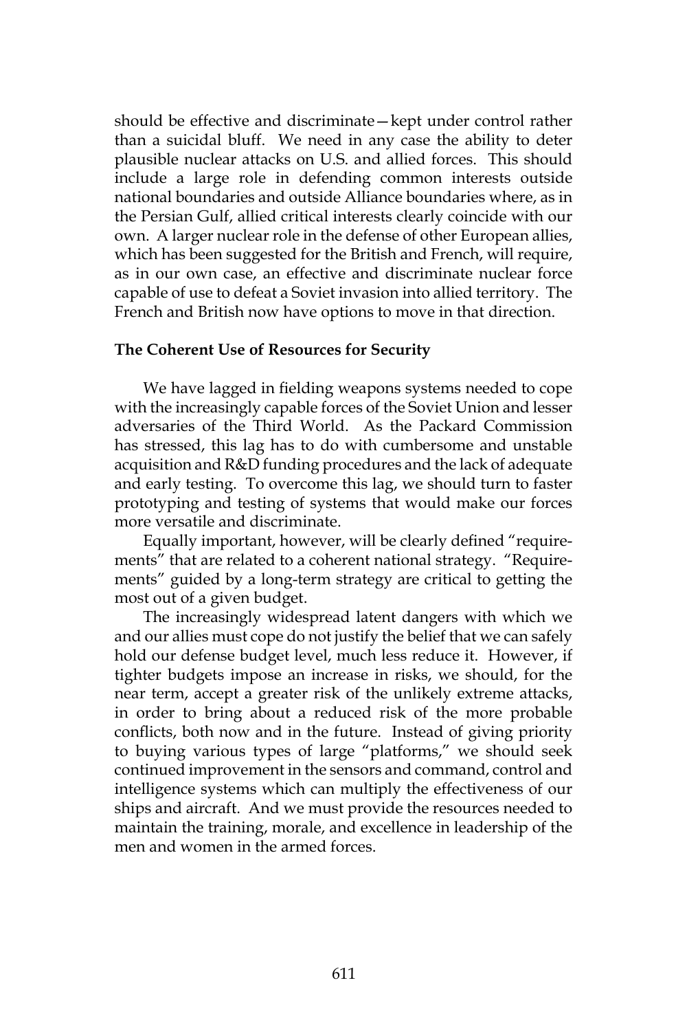should be effective and discriminate—kept under control rather than a suicidal bluff. We need in any case the ability to deter plausible nuclear attacks on U.S. and allied forces. This should include a large role in defending common interests outside national boundaries and outside Alliance boundaries where, as in the Persian Gulf, allied critical interests clearly coincide with our own. A larger nuclear role in the defense of other European allies, which has been suggested for the British and French, will require, as in our own case, an effective and discriminate nuclear force capable of use to defeat a Soviet invasion into allied territory. The French and British now have options to move in that direction.

### The Coherent Use of Resources for Security

We have lagged in fielding weapons systems needed to cope with the increasingly capable forces of the Soviet Union and lesser adversaries of the Third World. As the Packard Commission has stressed, this lag has to do with cumbersome and unstable acquisition and R&D funding procedures and the lack of adequate and early testing. To overcome this lag, we should turn to faster prototyping and testing of systems that would make our forces more versatile and discriminate.

Equally important, however, will be clearly defined "requirements" that are related to a coherent national strategy. "Requirements" guided by a long-term strategy are critical to getting the most out of a given budget.

The increasingly widespread latent dangers with which we and our allies must cope do not justify the belief that we can safely hold our defense budget level, much less reduce it. However, if tighter budgets impose an increase in risks, we should, for the near term, accept a greater risk of the unlikely extreme attacks, in order to bring about a reduced risk of the more probable conflicts, both now and in the future. Instead of giving priority to buying various types of large "platforms," we should seek continued improvement in the sensors and command, control and intelligence systems which can multiply the effectiveness of our ships and aircraft. And we must provide the resources needed to maintain the training, morale, and excellence in leadership of the men and women in the armed forces.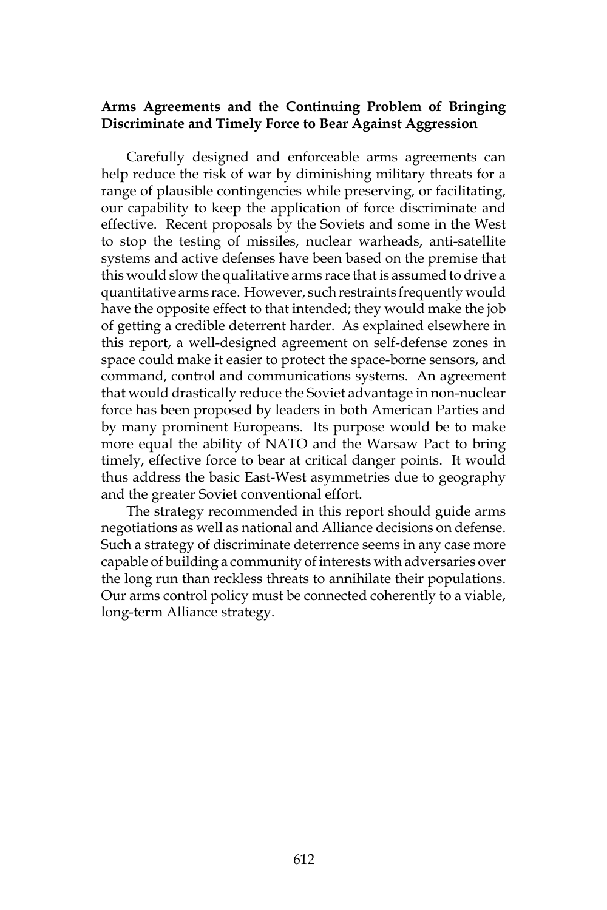### Arms Agreements and the Continuing Problem of Bringing Discriminate and Timely Force to Bear Against Aggression

Carefully designed and enforceable arms agreements can help reduce the risk of war by diminishing military threats for a range of plausible contingencies while preserving, or facilitating, our capability to keep the application of force discriminate and effective. Recent proposals by the Soviets and some in the West to stop the testing of missiles, nuclear warheads, anti-satellite systems and active defenses have been based on the premise that this would slow the qualitative arms race that is assumed to drive a quantitative arms race. However, such restraints frequently would have the opposite effect to that intended; they would make the job of getting a credible deterrent harder. As explained elsewhere in this report, a well-designed agreement on self-defense zones in space could make it easier to protect the space-borne sensors, and command, control and communications systems. An agreement that would drastically reduce the Soviet advantage in non-nuclear force has been proposed by leaders in both American Parties and by many prominent Europeans. Its purpose would be to make more equal the ability of NATO and the Warsaw Pact to bring timely, effective force to bear at critical danger points. It would thus address the basic East-West asymmetries due to geography and the greater Soviet conventional effort.

The strategy recommended in this report should guide arms negotiations as well as national and Alliance decisions on defense. Such a strategy of discriminate deterrence seems in any case more capable of building a community of interests with adversaries over the long run than reckless threats to annihilate their populations. Our arms control policy must be connected coherently to a viable, long-term Alliance strategy.